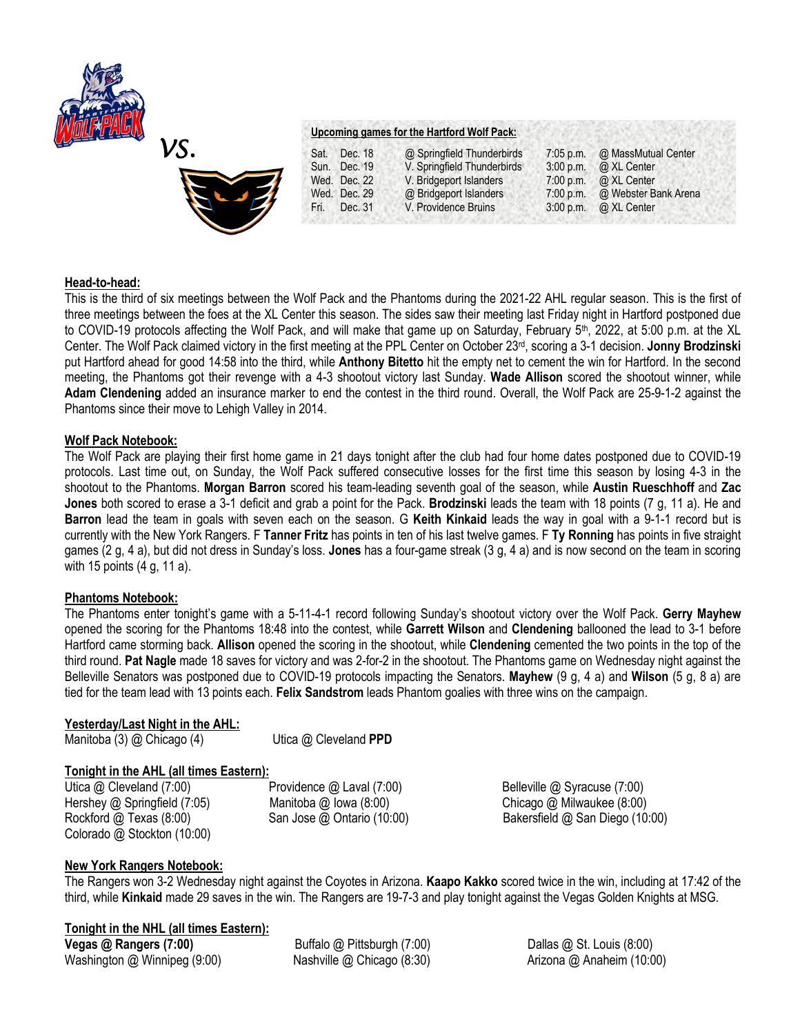vs.

**Upcoming games for the Hartford Wolf Pack:**

| | | | | |
|---|---|---|---|---|
| Sat. | Dec. 18 | @ Springfield Thunderbirds | 7:05 p.m. | @ MassMutual Center |
| Sun. | Dec. 19 | V. Springfield Thunderbirds | 3:00 p.m. | @ XL Center |
| Wed. | Dec. 22 | V. Bridgeport Islanders | 7:00 p.m. | @ XL Center |
| Wed. | Dec. 29 | @ Bridgeport Islanders | 7:00 p.m. | @ Webster Bank Arena |
| Fri. | Dec. 31 | V. Providence Bruins | 3:00 p.m. | @ XL Center |

## Head-to-head:

This is the third of six meetings between the Wolf Pack and the Phantoms during the 2021-22 AHL regular season. This is the first of three meetings between the foes at the XL Center this season. The sides saw their meeting last Friday night in Hartford postponed due to COVID-19 protocols affecting the Wolf Pack, and will make that game up on Saturday, February 5th, 2022, at 5:00 p.m. at the XL Center. The Wolf Pack claimed victory in the first meeting at the PPL Center on October 23rd, scoring a 3-1 decision. **Jonny Brodzinski** put Hartford ahead for good 14:58 into the third, while **Anthony Bitetto** hit the empty net to cement the win for Hartford. In the second meeting, the Phantoms got their revenge with a 4-3 shootout victory last Sunday. **Wade Allison** scored the shootout winner, while **Adam Clendening** added an insurance marker to end the contest in the third round. Overall, the Wolf Pack are 25-9-1-2 against the Phantoms since their move to Lehigh Valley in 2014.

## Wolf Pack Notebook:

The Wolf Pack are playing their first home game in 21 days tonight after the club had four home dates postponed due to COVID-19 protocols. Last time out, on Sunday, the Wolf Pack suffered consecutive losses for the first time this season by losing 4-3 in the shootout to the Phantoms. **Morgan Barron** scored his team-leading seventh goal of the season, while **Austin Rueschhoff** and **Zac Jones** both scored to erase a 3-1 deficit and grab a point for the Pack. **Brodzinski** leads the team with 18 points (7 g, 11 a). He and **Barron** lead the team in goals with seven each on the season. G **Keith Kinkaid** leads the way in goal with a 9-1-1 record but is currently with the New York Rangers. F **Tanner Fritz** has points in ten of his last twelve games. F **Ty Ronning** has points in five straight games (2 g, 4 a), but did not dress in Sunday's loss. **Jones** has a four-game streak (3 g, 4 a) and is now second on the team in scoring with 15 points (4 g, 11 a).

## Phantoms Notebook:

The Phantoms enter tonight's game with a 5-11-4-1 record following Sunday's shootout victory over the Wolf Pack. **Gerry Mayhew** opened the scoring for the Phantoms 18:48 into the contest, while **Garrett Wilson** and **Clendening** ballooned the lead to 3-1 before Hartford came storming back. **Allison** opened the scoring in the shootout, while **Clendening** cemented the two points in the top of the third round. **Pat Nagle** made 18 saves for victory and was 2-for-2 in the shootout. The Phantoms game on Wednesday night against the Belleville Senators was postponed due to COVID-19 protocols impacting the Senators. **Mayhew** (9 g, 4 a) and **Wilson** (5 g, 8 a) are tied for the team lead with 13 points each. **Felix Sandstrom** leads Phantom goalies with three wins on the campaign.

## Yesterday/Last Night in the AHL:

Manitoba (3) @ Chicago (4)
Utica @ Cleveland **PPD**

## Tonight in the AHL (all times Eastern):

Utica @ Cleveland (7:00)
Providence @ Laval (7:00)
Belleville @ Syracuse (7:00)
Hershey @ Springfield (7:05)
Manitoba @ Iowa (8:00)
Chicago @ Milwaukee (8:00)
Rockford @ Texas (8:00)
San Jose @ Ontario (10:00)
Bakersfield @ San Diego (10:00)
Colorado @ Stockton (10:00)

## New York Rangers Notebook:

The Rangers won 3-2 Wednesday night against the Coyotes in Arizona. **Kaapo Kakko** scored twice in the win, including at 17:42 of the third, while **Kinkaid** made 29 saves in the win. The Rangers are 19-7-3 and play tonight against the Vegas Golden Knights at MSG.

## Tonight in the NHL (all times Eastern):

**Vegas @ Rangers (7:00)**
Buffalo @ Pittsburgh (7:00)
Dallas @ St. Louis (8:00)
Washington @ Winnipeg (9:00)
Nashville @ Chicago (8:30)
Arizona @ Anaheim (10:00)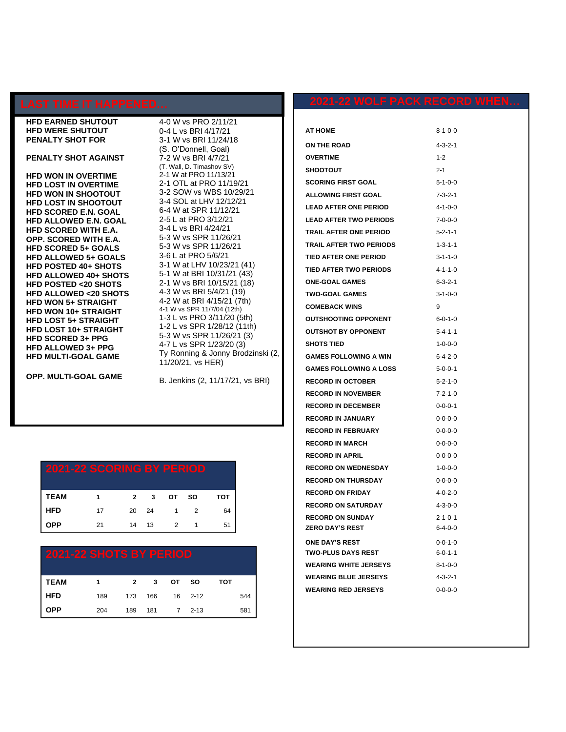## LAST TIME IT HAPPENED…

| | |
|---|---|
| **HFD EARNED SHUTOUT** | 4-0 W vs PRO 2/11/21 |
| **HFD WERE SHUTOUT** | 0-4 L vs BRI 4/17/21 |
| **PENALTY SHOT FOR** | 3-1 W vs BRI 11/24/18 (S. O'Donnell, Goal) |
| **PENALTY SHOT AGAINST** | 7-2 W vs BRI 4/7/21 (T. Wall, D. Timashov SV) |
| **HFD WON IN OVERTIME** | 2-1 W at PRO 11/13/21 |
| **HFD LOST IN OVERTIME** | 2-1 OTL at PRO 11/19/21 |
| **HFD WON IN SHOOTOUT** | 3-2 SOW vs WBS 10/29/21 |
| **HFD LOST IN SHOOTOUT** | 3-4 SOL at LHV 12/12/21 |
| **HFD SCORED E.N. GOAL** | 6-4 W at SPR 11/12/21 |
| **HFD ALLOWED E.N. GOAL** | 2-5 L at PRO 3/12/21 |
| **HFD SCORED WITH E.A.** | 3-4 L vs BRI 4/24/21 |
| **OPP. SCORED WITH E.A.** | 5-3 W vs SPR 11/26/21 |
| **HFD SCORED 5+ GOALS** | 5-3 W vs SPR 11/26/21 |
| **HFD ALLOWED 5+ GOALS** | 3-6 L at PRO 5/6/21 |
| **HFD POSTED 40+ SHOTS** | 3-1 W at LHV 10/23/21 (41) |
| **HFD ALLOWED 40+ SHOTS** | 5-1 W at BRI 10/31/21 (43) |
| **HFD POSTED <20 SHOTS** | 2-1 W vs BRI 10/15/21 (18) |
| **HFD ALLOWED <20 SHOTS** | 4-3 W vs BRI 5/4/21 (19) |
| **HFD WON 5+ STRAIGHT** | 4-2 W at BRI 4/15/21 (7th) |
| **HFD WON 10+ STRAIGHT** | 4-1 W vs SPR 11/7/04 (12th) |
| **HFD LOST 5+ STRAIGHT** | 1-3 L vs PRO 3/11/20 (5th) |
| **HFD LOST 10+ STRAIGHT** | 1-2 L vs SPR 1/28/12 (11th) |
| **HFD SCORED 3+ PPG** | 5-3 W vs SPR 11/26/21 (3) |
| **HFD ALLOWED 3+ PPG** | 4-7 L vs SPR 1/23/20 (3) |
| **HFD MULTI-GOAL GAME** | Ty Ronning & Jonny Brodzinski (2, 11/20/21, vs HER) |
| **OPP. MULTI-GOAL GAME** | B. Jenkins (2, 11/17/21, vs BRI) |

## 2021-22 SCORING BY PERIOD

| TEAM | 1 | 2 | 3 | OT | SO | TOT |
|---|---|---|---|---|---|---|
| HFD | 17 | 20 | 24 | 1 | 2 | 64 |
| OPP | 21 | 14 | 13 | 2 | 1 | 51 |

## 2021-22 SHOTS BY PERIOD

| TEAM | 1 | 2 | 3 | OT | SO | TOT |
|---|---|---|---|---|---|---|
| HFD | 189 | 173 | 166 | 16 | 2-12 | 544 |
| OPP | 204 | 189 | 181 | 7 | 2-13 | 581 |

## 2021-22 WOLF PACK RECORD WHEN…

| | |
|---|---|
| **AT HOME** | 8-1-0-0 |
| **ON THE ROAD** | 4-3-2-1 |
| **OVERTIME** | 1-2 |
| **SHOOTOUT** | 2-1 |
| **SCORING FIRST GOAL** | 5-1-0-0 |
| **ALLOWING FIRST GOAL** | 7-3-2-1 |
| **LEAD AFTER ONE PERIOD** | 4-1-0-0 |
| **LEAD AFTER TWO PERIODS** | 7-0-0-0 |
| **TRAIL AFTER ONE PERIOD** | 5-2-1-1 |
| **TRAIL AFTER TWO PERIODS** | 1-3-1-1 |
| **TIED AFTER ONE PERIOD** | 3-1-1-0 |
| **TIED AFTER TWO PERIODS** | 4-1-1-0 |
| **ONE-GOAL GAMES** | 6-3-2-1 |
| **TWO-GOAL GAMES** | 3-1-0-0 |
| **COMEBACK WINS** | 9 |
| **OUTSHOOTING OPPONENT** | 6-0-1-0 |
| **OUTSHOT BY OPPONENT** | 5-4-1-1 |
| **SHOTS TIED** | 1-0-0-0 |
| **GAMES FOLLOWING A WIN** | 6-4-2-0 |
| **GAMES FOLLOWING A LOSS** | 5-0-0-1 |
| **RECORD IN OCTOBER** | 5-2-1-0 |
| **RECORD IN NOVEMBER** | 7-2-1-0 |
| **RECORD IN DECEMBER** | 0-0-0-1 |
| **RECORD IN JANUARY** | 0-0-0-0 |
| **RECORD IN FEBRUARY** | 0-0-0-0 |
| **RECORD IN MARCH** | 0-0-0-0 |
| **RECORD IN APRIL** | 0-0-0-0 |
| **RECORD ON WEDNESDAY** | 1-0-0-0 |
| **RECORD ON THURSDAY** | 0-0-0-0 |
| **RECORD ON FRIDAY** | 4-0-2-0 |
| **RECORD ON SATURDAY** | 4-3-0-0 |
| **RECORD ON SUNDAY** | 2-1-0-1 |
| **ZERO DAY'S REST** | 6-4-0-0 |
| **ONE DAY'S REST** | 0-0-1-0 |
| **TWO-PLUS DAYS REST** | 6-0-1-1 |
| **WEARING WHITE JERSEYS** | 8-1-0-0 |
| **WEARING BLUE JERSEYS** | 4-3-2-1 |
| **WEARING RED JERSEYS** | 0-0-0-0 |